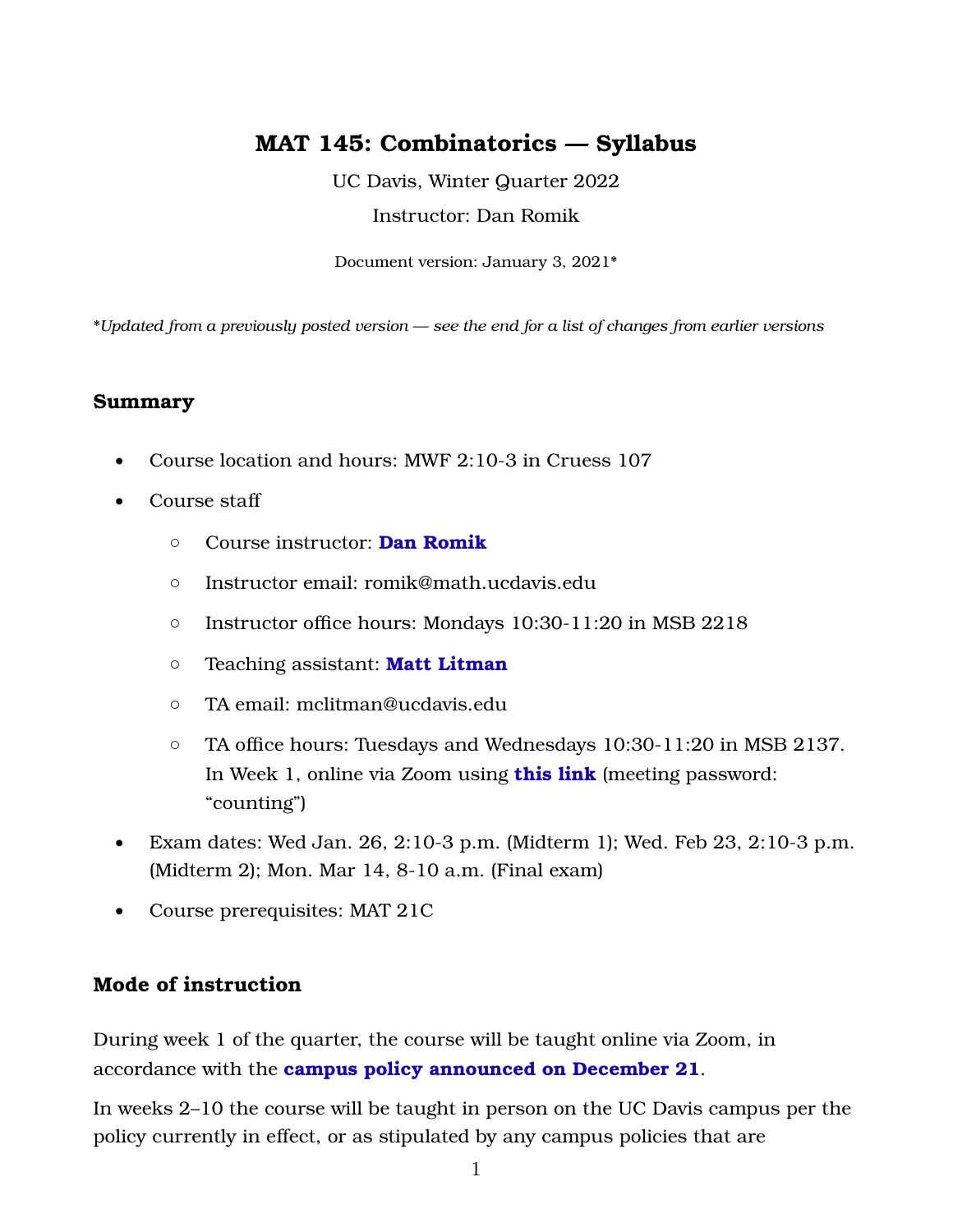# MAT 145: Combinatorics — Syllabus

UC Davis, Winter Quarter 2022

Instructor: Dan Romik

Document version: January 3, 2021*

**Updated from a previously posted version — see the end for a list of changes from earlier versions*

## Summary

- Course location and hours: MWF 2:10-3 in Cruess 107
- Course staff
  - Course instructor: **Dan Romik**
  - Instructor email: romik@math.ucdavis.edu
  - Instructor office hours: Mondays 10:30-11:20 in MSB 2218
  - Teaching assistant: **Matt Litman**
  - TA email: mclitman@ucdavis.edu
  - TA office hours: Tuesdays and Wednesdays 10:30-11:20 in MSB 2137. In Week 1, online via Zoom using **this link** (meeting password: "counting")
- Exam dates: Wed Jan. 26, 2:10-3 p.m. (Midterm 1); Wed. Feb 23, 2:10-3 p.m. (Midterm 2); Mon. Mar 14, 8-10 a.m. (Final exam)
- Course prerequisites: MAT 21C

## Mode of instruction

During week 1 of the quarter, the course will be taught online via Zoom, in accordance with the **campus policy announced on December 21**.

In weeks 2–10 the course will be taught in person on the UC Davis campus per the policy currently in effect, or as stipulated by any campus policies that are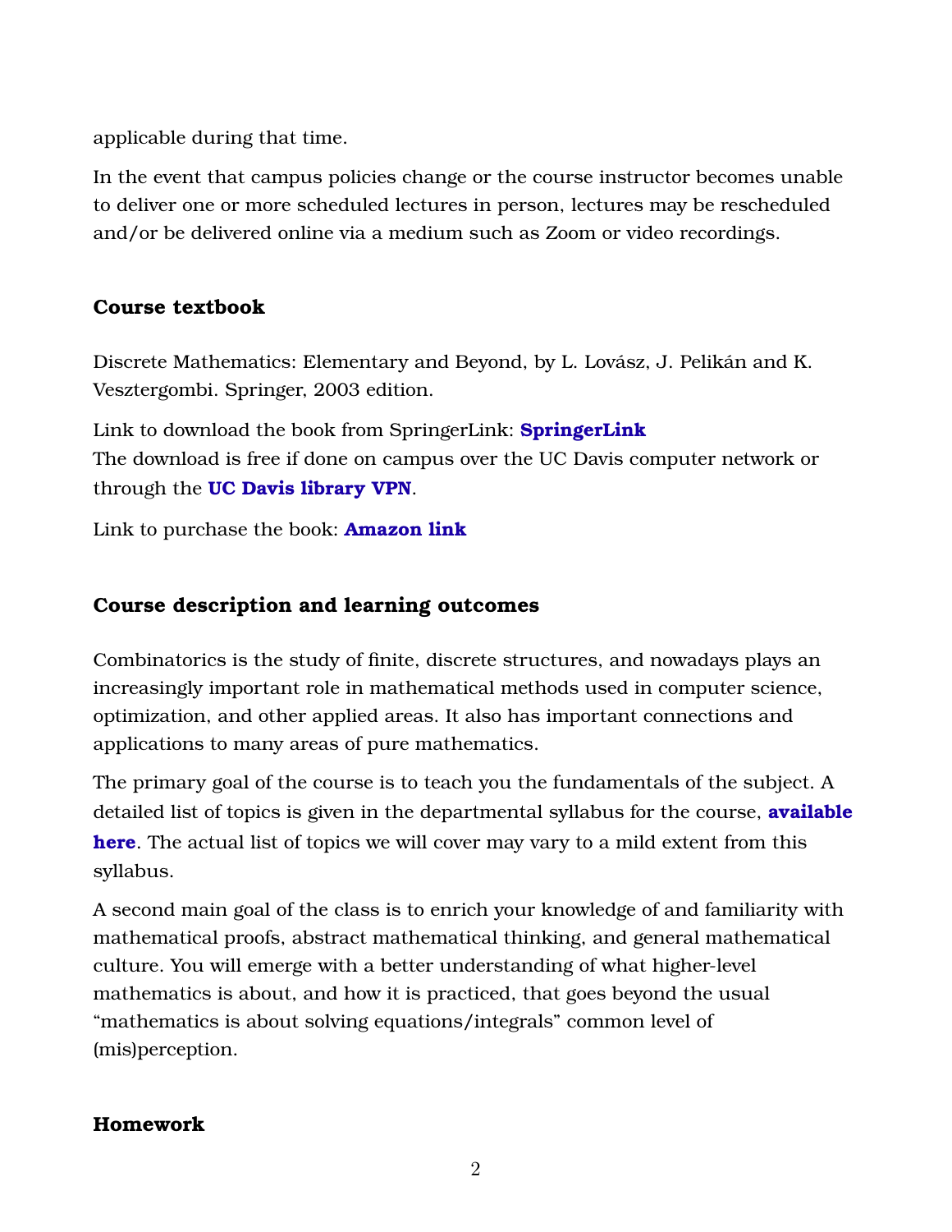applicable during that time.

In the event that campus policies change or the course instructor becomes unable to deliver one or more scheduled lectures in person, lectures may be rescheduled and/or be delivered online via a medium such as Zoom or video recordings.

### Course textbook

Discrete Mathematics: Elementary and Beyond, by L. Lovász, J. Pelikán and K. Vesztergombi. Springer, 2003 edition.

Link to download the book from SpringerLink: **SpringerLink**
The download is free if done on campus over the UC Davis computer network or through the **UC Davis library VPN**.

Link to purchase the book: **Amazon link**

### Course description and learning outcomes

Combinatorics is the study of finite, discrete structures, and nowadays plays an increasingly important role in mathematical methods used in computer science, optimization, and other applied areas. It also has important connections and applications to many areas of pure mathematics.

The primary goal of the course is to teach you the fundamentals of the subject. A detailed list of topics is given in the departmental syllabus for the course, **available here**. The actual list of topics we will cover may vary to a mild extent from this syllabus.

A second main goal of the class is to enrich your knowledge of and familiarity with mathematical proofs, abstract mathematical thinking, and general mathematical culture. You will emerge with a better understanding of what higher-level mathematics is about, and how it is practiced, that goes beyond the usual "mathematics is about solving equations/integrals" common level of (mis)perception.

### Homework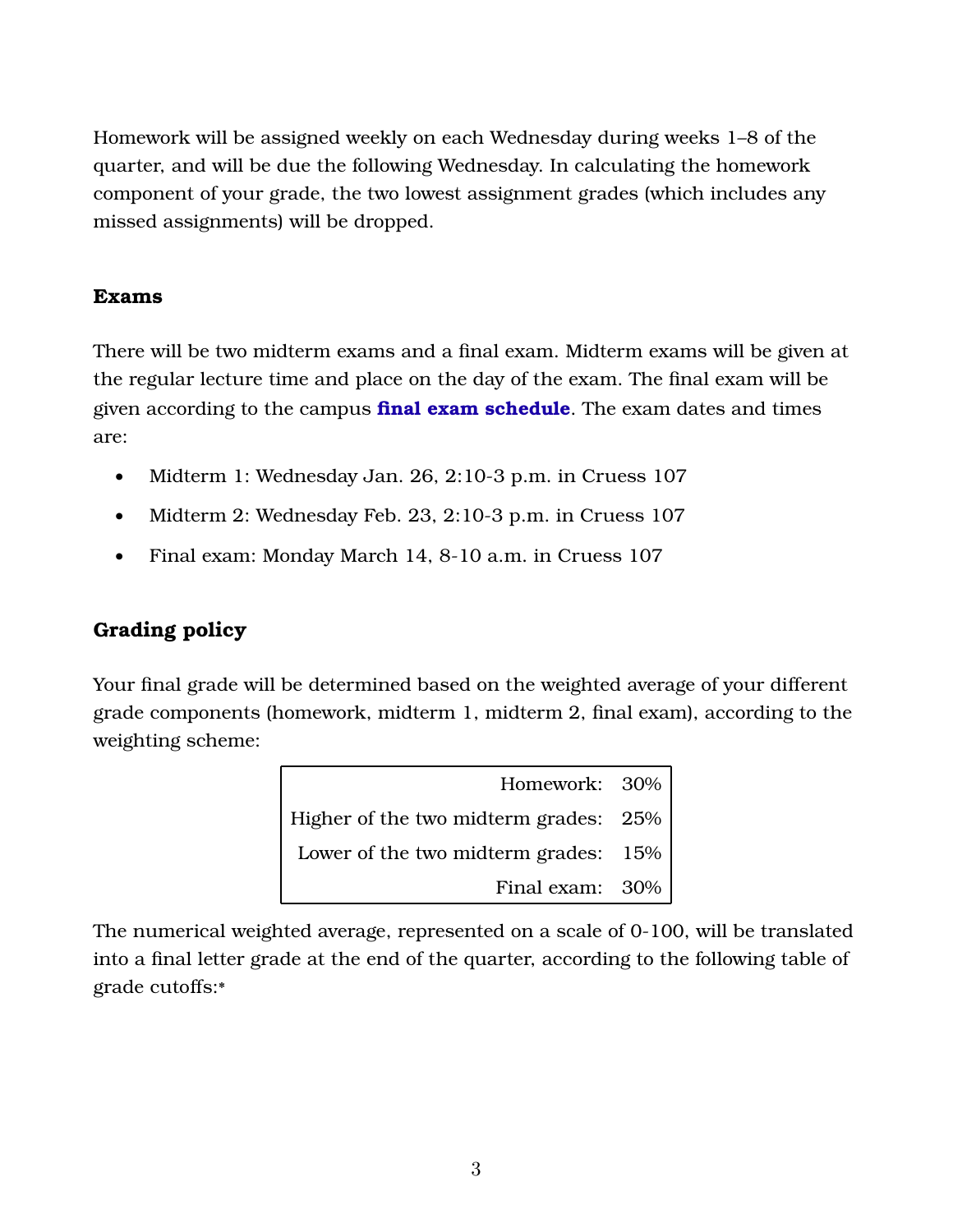Homework will be assigned weekly on each Wednesday during weeks 1–8 of the quarter, and will be due the following Wednesday. In calculating the homework component of your grade, the two lowest assignment grades (which includes any missed assignments) will be dropped.

### Exams

There will be two midterm exams and a final exam. Midterm exams will be given at the regular lecture time and place on the day of the exam. The final exam will be given according to the campus **final exam schedule**. The exam dates and times are:

- Midterm 1: Wednesday Jan. 26, 2:10-3 p.m. in Cruess 107
- Midterm 2: Wednesday Feb. 23, 2:10-3 p.m. in Cruess 107
- Final exam: Monday March 14, 8-10 a.m. in Cruess 107

### Grading policy

Your final grade will be determined based on the weighted average of your different grade components (homework, midterm 1, midterm 2, final exam), according to the weighting scheme:

| Component | Weight |
|---|---|
| Homework: | 30% |
| Higher of the two midterm grades: | 25% |
| Lower of the two midterm grades: | 15% |
| Final exam: | 30% |

The numerical weighted average, represented on a scale of 0-100, will be translated into a final letter grade at the end of the quarter, according to the following table of grade cutoffs:*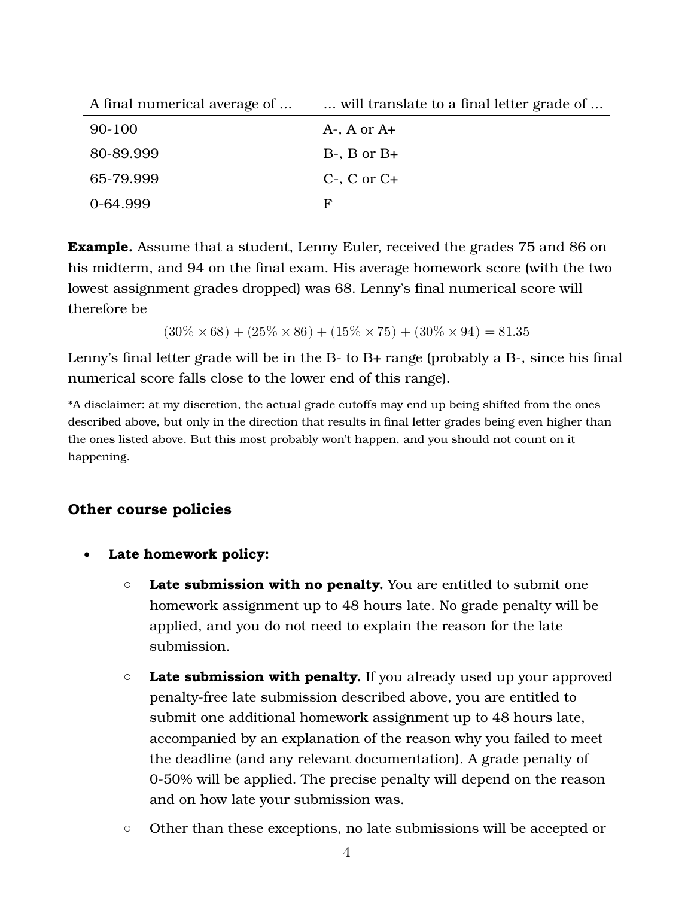| A final numerical average of ... | ... will translate to a final letter grade of ... |
|---|---|
| 90-100 | A-, A or A+ |
| 80-89.999 | B-, B or B+ |
| 65-79.999 | C-, C or C+ |
| 0-64.999 | F |

**Example.** Assume that a student, Lenny Euler, received the grades 75 and 86 on his midterm, and 94 on the final exam. His average homework score (with the two lowest assignment grades dropped) was 68. Lenny's final numerical score will therefore be

$$(30\% \times 68) + (25\% \times 86) + (15\% \times 75) + (30\% \times 94) = 81.35$$

Lenny's final letter grade will be in the B- to B+ range (probably a B-, since his final numerical score falls close to the lower end of this range).

*A disclaimer: at my discretion, the actual grade cutoffs may end up being shifted from the ones described above, but only in the direction that results in final letter grades being even higher than the ones listed above. But this most probably won't happen, and you should not count on it happening.

### Other course policies

- **Late homework policy:**
  - **Late submission with no penalty.** You are entitled to submit one homework assignment up to 48 hours late. No grade penalty will be applied, and you do not need to explain the reason for the late submission.
  - **Late submission with penalty.** If you already used up your approved penalty-free late submission described above, you are entitled to submit one additional homework assignment up to 48 hours late, accompanied by an explanation of the reason why you failed to meet the deadline (and any relevant documentation). A grade penalty of 0-50% will be applied. The precise penalty will depend on the reason and on how late your submission was.
  - Other than these exceptions, no late submissions will be accepted or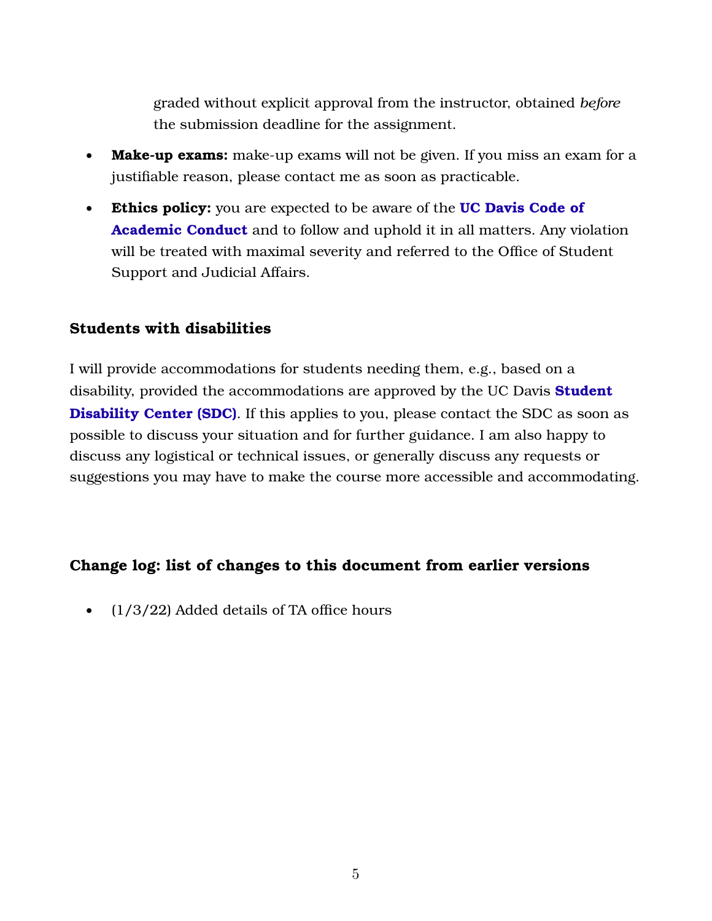graded without explicit approval from the instructor, obtained *before* the submission deadline for the assignment.

- **Make-up exams:** make-up exams will not be given. If you miss an exam for a justifiable reason, please contact me as soon as practicable.
- **Ethics policy:** you are expected to be aware of the **UC Davis Code of Academic Conduct** and to follow and uphold it in all matters. Any violation will be treated with maximal severity and referred to the Office of Student Support and Judicial Affairs.

### Students with disabilities

I will provide accommodations for students needing them, e.g., based on a disability, provided the accommodations are approved by the UC Davis **Student Disability Center (SDC)**. If this applies to you, please contact the SDC as soon as possible to discuss your situation and for further guidance. I am also happy to discuss any logistical or technical issues, or generally discuss any requests or suggestions you may have to make the course more accessible and accommodating.

### Change log: list of changes to this document from earlier versions

- (1/3/22) Added details of TA office hours